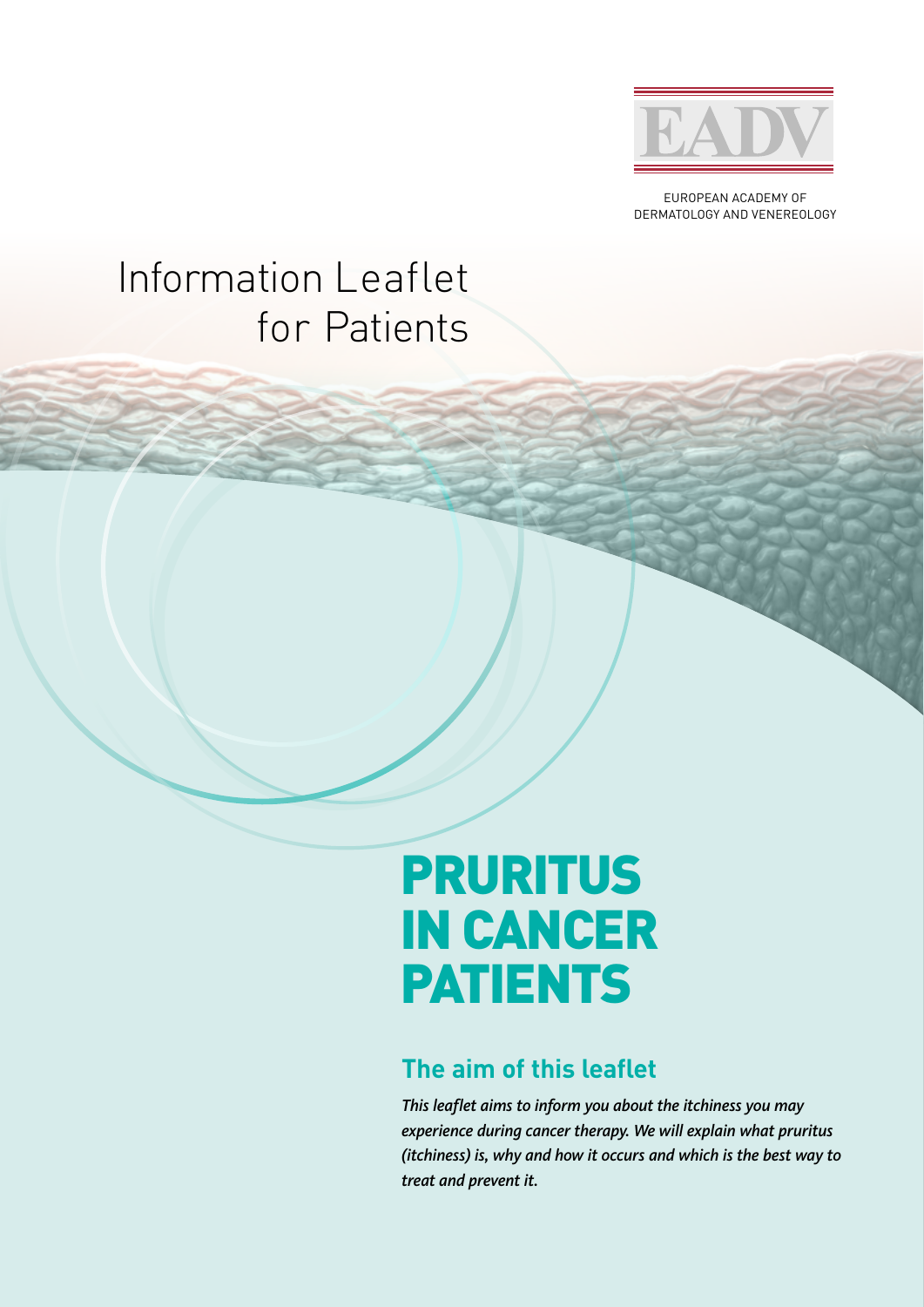EADV

EUROPEAN ACADEMY OF DERMATOLOGY AND VENEREOLOGY

Information Leaflet for Patients

# PRURITUS IN CANCER PATIENTS

## The aim of this leaflet

*This leaflet aims to inform you about the itchiness you may experience during cancer therapy. We will explain what pruritus (itchiness) is, why and how it occurs and which is the best way to treat and prevent it.*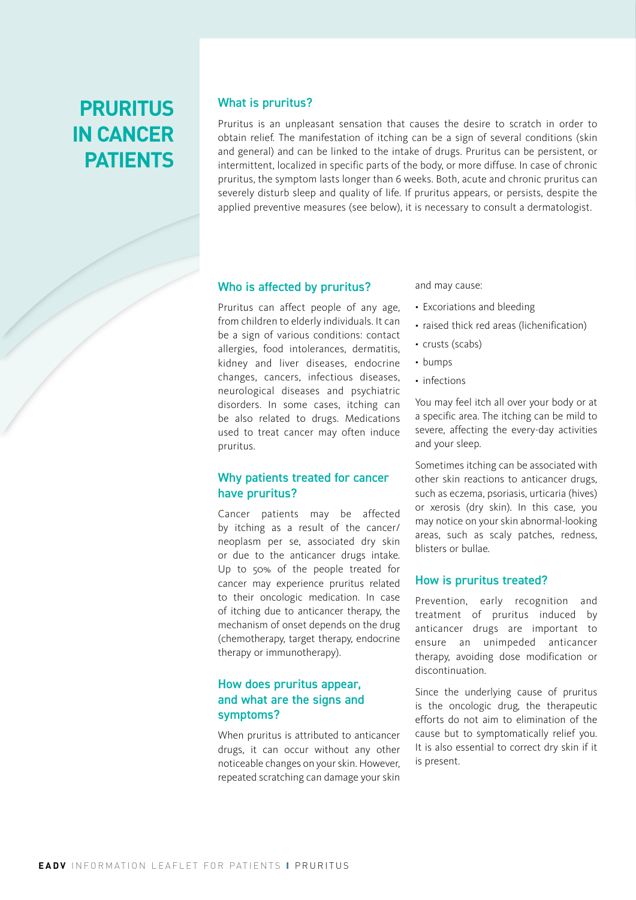# PRURITUS IN CANCER PATIENTS

## What is pruritus?

Pruritus is an unpleasant sensation that causes the desire to scratch in order to obtain relief. The manifestation of itching can be a sign of several conditions (skin and general) and can be linked to the intake of drugs. Pruritus can be persistent, or intermittent, localized in specific parts of the body, or more diffuse. In case of chronic pruritus, the symptom lasts longer than 6 weeks. Both, acute and chronic pruritus can severely disturb sleep and quality of life. If pruritus appears, or persists, despite the applied preventive measures (see below), it is necessary to consult a dermatologist.

## Who is affected by pruritus?

Pruritus can affect people of any age, from children to elderly individuals. It can be a sign of various conditions: contact allergies, food intolerances, dermatitis, kidney and liver diseases, endocrine changes, cancers, infectious diseases, neurological diseases and psychiatric disorders. In some cases, itching can be also related to drugs. Medications used to treat cancer may often induce pruritus.

## Why patients treated for cancer have pruritus?

Cancer patients may be affected by itching as a result of the cancer/neoplasm per se, associated dry skin or due to the anticancer drugs intake. Up to 50% of the people treated for cancer may experience pruritus related to their oncologic medication. In case of itching due to anticancer therapy, the mechanism of onset depends on the drug (chemotherapy, target therapy, endocrine therapy or immunotherapy).

## How does pruritus appear, and what are the signs and symptoms?

When pruritus is attributed to anticancer drugs, it can occur without any other noticeable changes on your skin. However, repeated scratching can damage your skin and may cause:

- Excoriations and bleeding
- raised thick red areas (lichenification)
- crusts (scabs)
- bumps
- infections

You may feel itch all over your body or at a specific area. The itching can be mild to severe, affecting the every-day activities and your sleep.

Sometimes itching can be associated with other skin reactions to anticancer drugs, such as eczema, psoriasis, urticaria (hives) or xerosis (dry skin). In this case, you may notice on your skin abnormal-looking areas, such as scaly patches, redness, blisters or bullae.

## How is pruritus treated?

Prevention, early recognition and treatment of pruritus induced by anticancer drugs are important to ensure an unimpeded anticancer therapy, avoiding dose modification or discontinuation.

Since the underlying cause of pruritus is the oncologic drug, the therapeutic efforts do not aim to elimination of the cause but to symptomatically relief you. It is also essential to correct dry skin if it is present.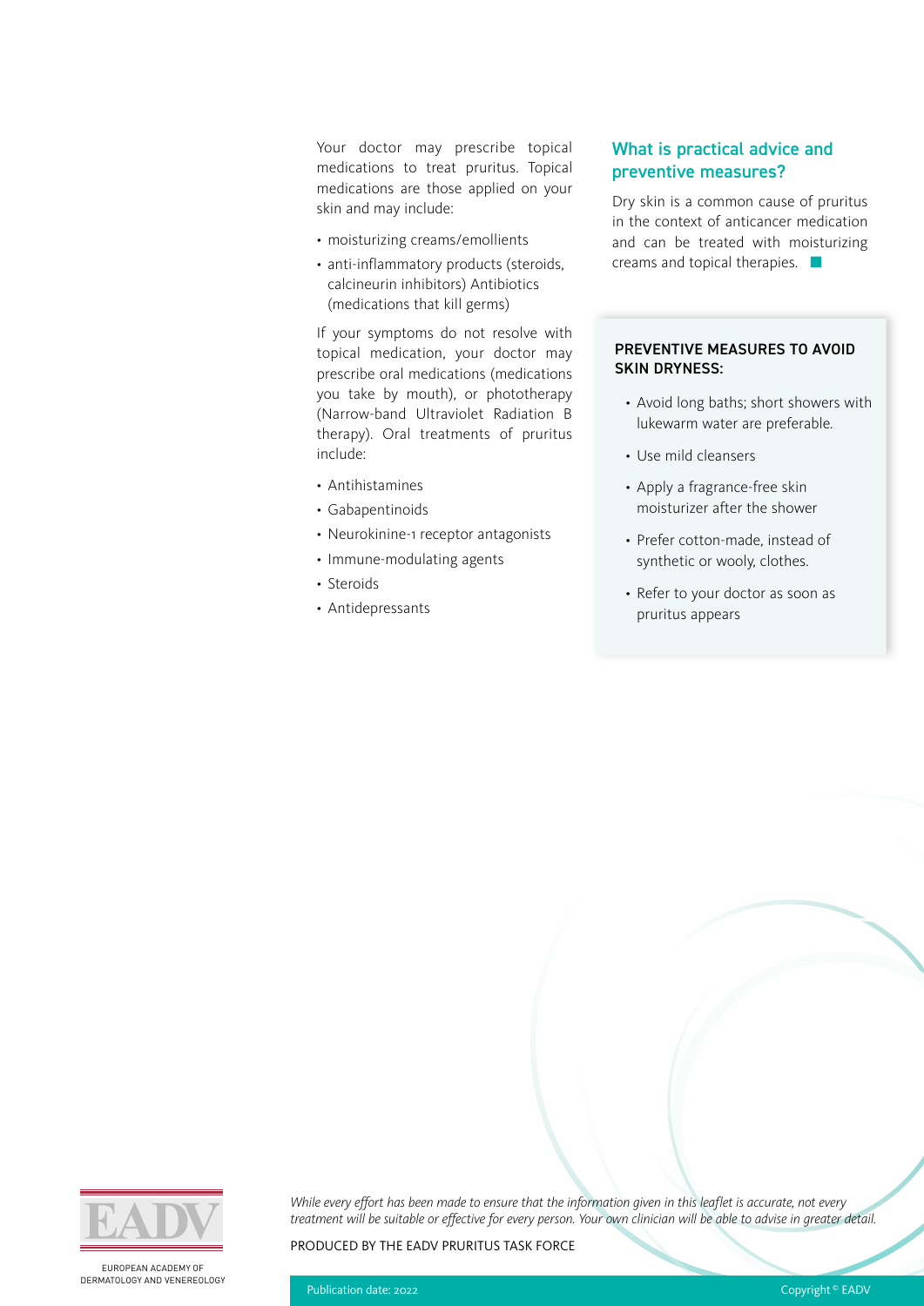Your doctor may prescribe topical medications to treat pruritus. Topical medications are those applied on your skin and may include:

- moisturizing creams/emollients
- anti-inflammatory products (steroids, calcineurin inhibitors) Antibiotics (medications that kill germs)

If your symptoms do not resolve with topical medication, your doctor may prescribe oral medications (medications you take by mouth), or phototherapy (Narrow-band Ultraviolet Radiation B therapy). Oral treatments of pruritus include:

- Antihistamines
- Gabapentinoids
- Neurokinine-1 receptor antagonists
- Immune-modulating agents
- Steroids
- Antidepressants

## What is practical advice and preventive measures?

Dry skin is a common cause of pruritus in the context of anticancer medication and can be treated with moisturizing creams and topical therapies.

### PREVENTIVE MEASURES TO AVOID SKIN DRYNESS:

- Avoid long baths; short showers with lukewarm water are preferable.
- Use mild cleansers
- Apply a fragrance-free skin moisturizer after the shower
- Prefer cotton-made, instead of synthetic or wooly, clothes.
- Refer to your doctor as soon as pruritus appears

EADV

EUROPEAN ACADEMY OF DERMATOLOGY AND VENEREOLOGY

*While every effort has been made to ensure that the information given in this leaflet is accurate, not every treatment will be suitable or effective for every person. Your own clinician will be able to advise in greater detail.*

PRODUCED BY THE EADV PRURITUS TASK FORCE

Publication date: 2022

Copyright © EADV